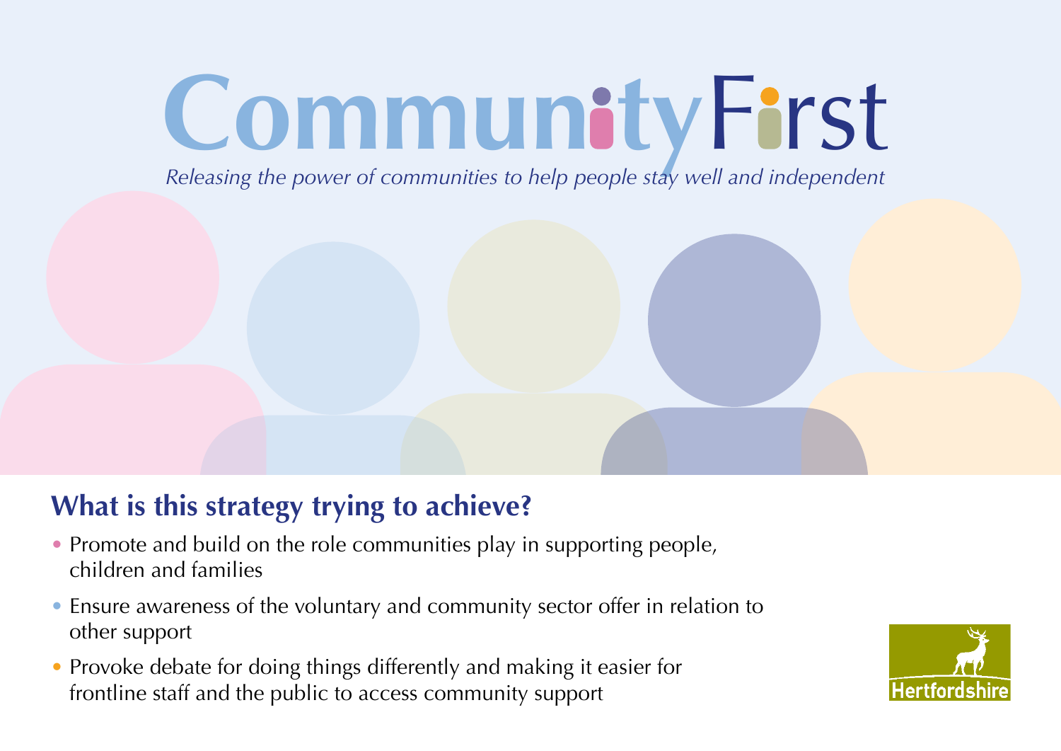# Community First

*Releasing the power of communities to help people stay well and independent*

## What is this strategy trying to achieve?

- Promote and build on the role communities play in supporting people, children and families
- Ensure awareness of the voluntary and community sector offer in relation to other support
- Provoke debate for doing things differently and making it easier for frontline staff and the public to access community support

Hertfordshire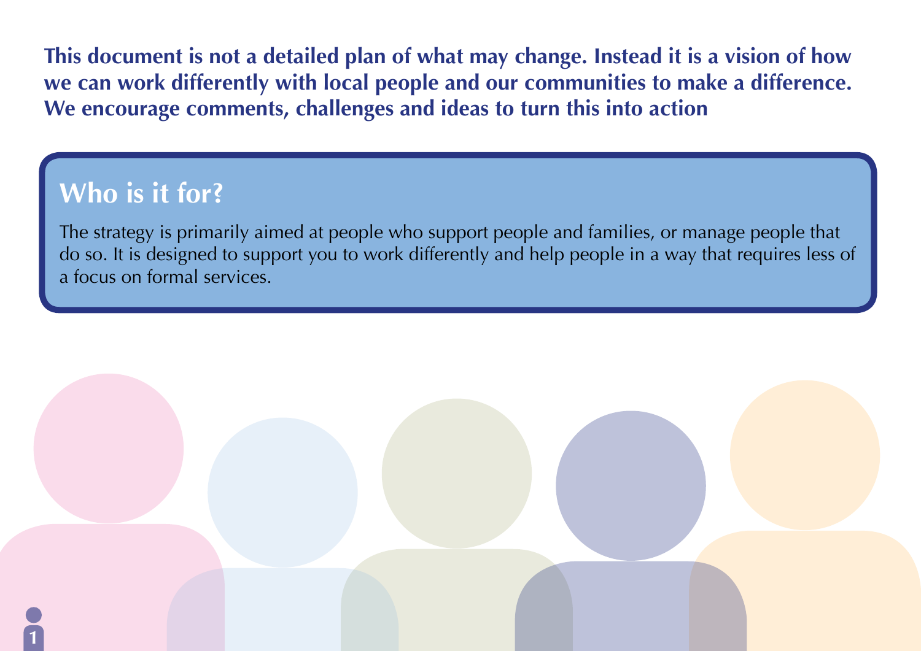**This document is not a detailed plan of what may change. Instead it is a vision of how we can work differently with local people and our communities to make a difference. We encourage comments, challenges and ideas to turn this into action**

## Who is it for?

The strategy is primarily aimed at people who support people and families, or manage people that do so. It is designed to support you to work differently and help people in a way that requires less of a focus on formal services.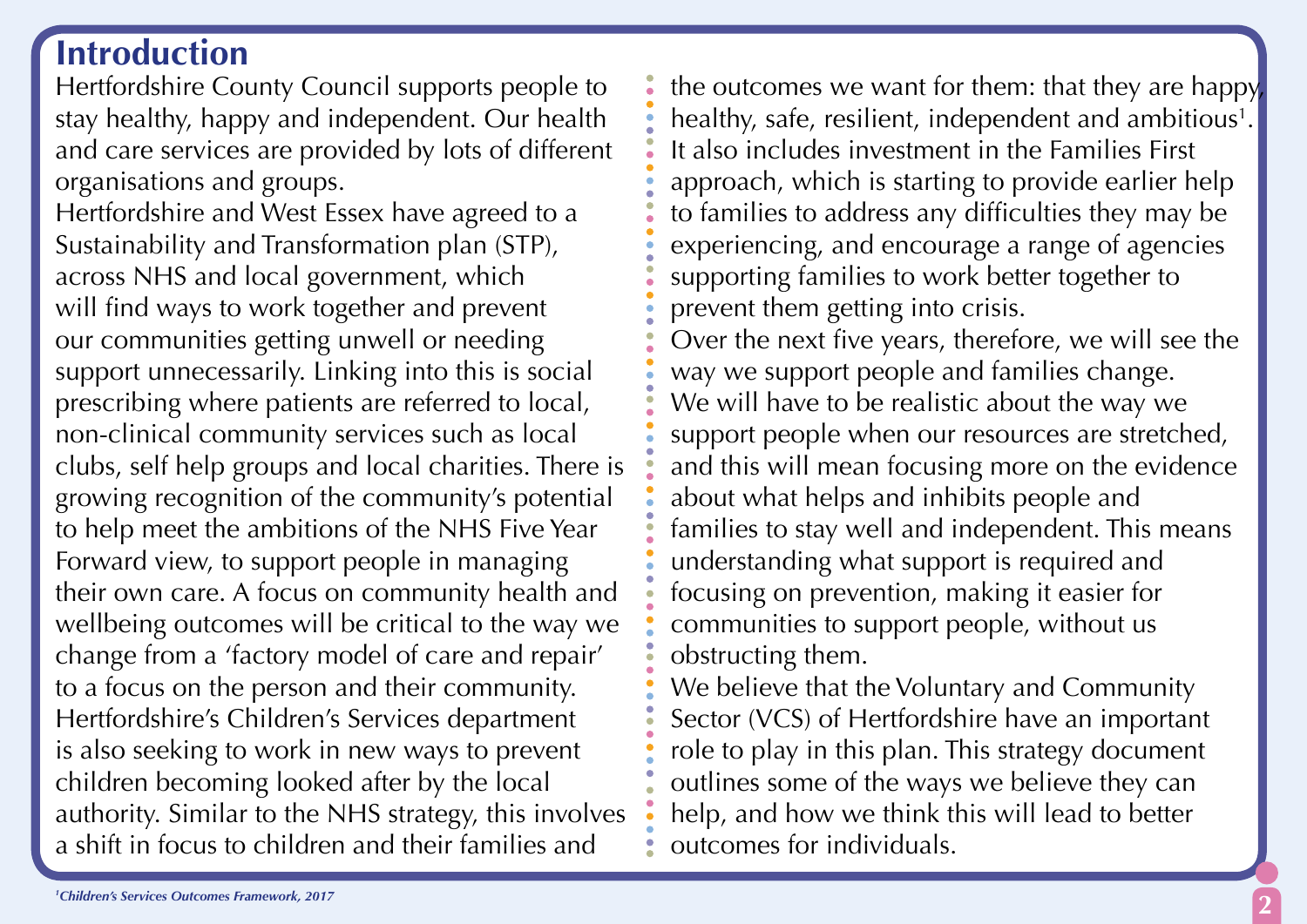# Introduction

Hertfordshire County Council supports people to stay healthy, happy and independent. Our health and care services are provided by lots of different organisations and groups.

Hertfordshire and West Essex have agreed to a Sustainability and Transformation plan (STP), across NHS and local government, which will find ways to work together and prevent our communities getting unwell or needing support unnecessarily. Linking into this is social prescribing where patients are referred to local, non-clinical community services such as local clubs, self help groups and local charities. There is growing recognition of the community's potential to help meet the ambitions of the NHS Five Year Forward view, to support people in managing their own care. A focus on community health and wellbeing outcomes will be critical to the way we change from a 'factory model of care and repair' to a focus on the person and their community.

Hertfordshire's Children's Services department is also seeking to work in new ways to prevent children becoming looked after by the local authority. Similar to the NHS strategy, this involves a shift in focus to children and their families and the outcomes we want for them: that they are happy, healthy, safe, resilient, independent and ambitious[1]. It also includes investment in the Families First approach, which is starting to provide earlier help to families to address any difficulties they may be experiencing, and encourage a range of agencies supporting families to work better together to prevent them getting into crisis.

Over the next five years, therefore, we will see the way we support people and families change.

We will have to be realistic about the way we support people when our resources are stretched, and this will mean focusing more on the evidence about what helps and inhibits people and families to stay well and independent. This means understanding what support is required and focusing on prevention, making it easier for communities to support people, without us obstructing them.

We believe that the Voluntary and Community Sector (VCS) of Hertfordshire have an important role to play in this plan. This strategy document outlines some of the ways we believe they can help, and how we think this will lead to better outcomes for individuals.

*[1] Children's Services Outcomes Framework, 2017*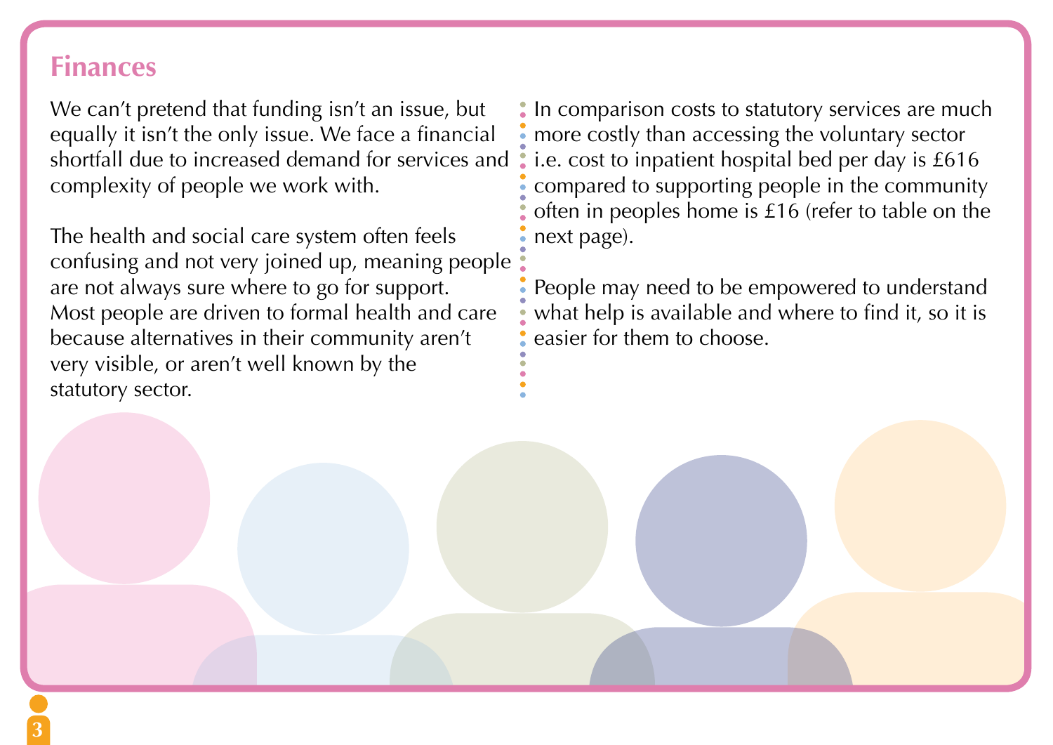## Finances

We can't pretend that funding isn't an issue, but equally it isn't the only issue. We face a financial shortfall due to increased demand for services and complexity of people we work with.

The health and social care system often feels confusing and not very joined up, meaning people are not always sure where to go for support. Most people are driven to formal health and care because alternatives in their community aren't very visible, or aren't well known by the statutory sector.

In comparison costs to statutory services are much more costly than accessing the voluntary sector i.e. cost to inpatient hospital bed per day is £616 compared to supporting people in the community often in peoples home is £16 (refer to table on the next page).

People may need to be empowered to understand what help is available and where to find it, so it is easier for them to choose.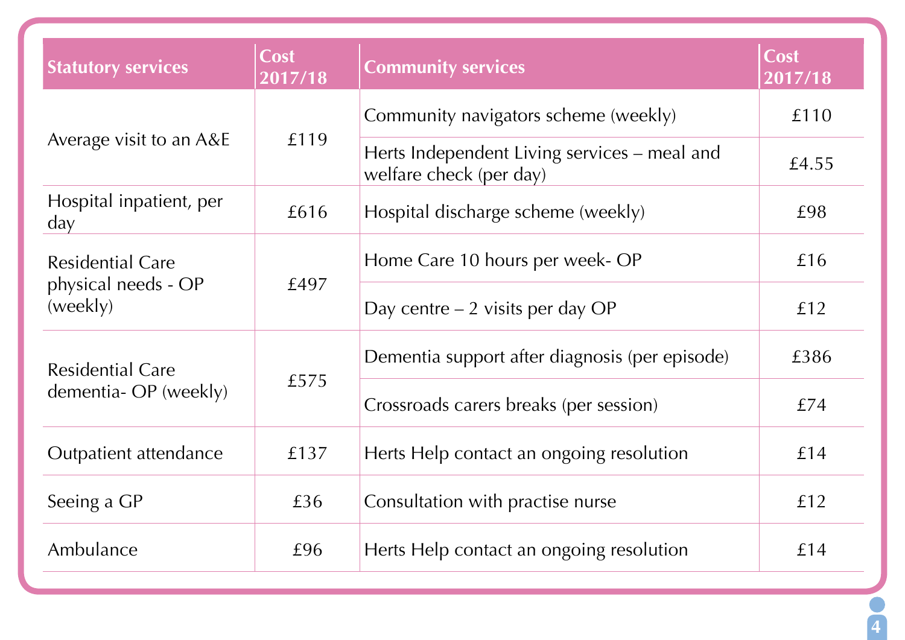| Statutory services | Cost 2017/18 | Community services | Cost 2017/18 |
|---|---|---|---|
| Average visit to an A&E | £119 | Community navigators scheme (weekly) | £110 |
| | | Herts Independent Living services – meal and welfare check (per day) | £4.55 |
| Hospital inpatient, per day | £616 | Hospital discharge scheme (weekly) | £98 |
| Residential Care physical needs - OP (weekly) | £497 | Home Care 10 hours per week- OP | £16 |
| | | Day centre – 2 visits per day OP | £12 |
| Residential Care dementia- OP (weekly) | £575 | Dementia support after diagnosis (per episode) | £386 |
| | | Crossroads carers breaks (per session) | £74 |
| Outpatient attendance | £137 | Herts Help contact an ongoing resolution | £14 |
| Seeing a GP | £36 | Consultation with practise nurse | £12 |
| Ambulance | £96 | Herts Help contact an ongoing resolution | £14 |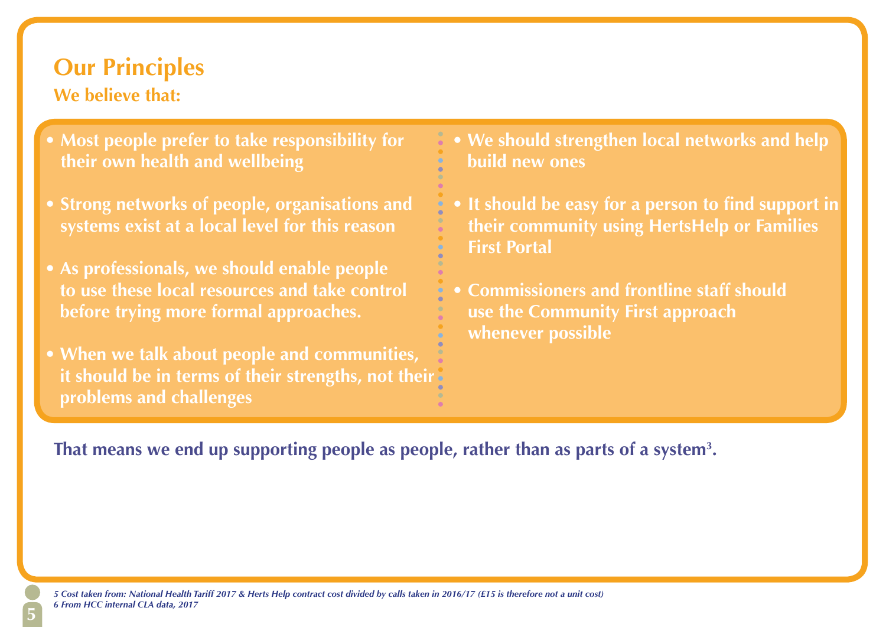## Our Principles

### We believe that:

- Most people prefer to take responsibility for their own health and wellbeing
- Strong networks of people, organisations and systems exist at a local level for this reason
- As professionals, we should enable people to use these local resources and take control before trying more formal approaches.
- When we talk about people and communities, it should be in terms of their strengths, not their problems and challenges
- We should strengthen local networks and help build new ones
- It should be easy for a person to find support in their community using HertsHelp or Families First Portal
- Commissioners and frontline staff should use the Community First approach whenever possible

**That means we end up supporting people as people, rather than as parts of a system[3].**

*5 Cost taken from: National Health Tariff 2017 & Herts Help contract cost divided by calls taken in 2016/17 (£15 is therefore not a unit cost)*
*6 From HCC internal CLA data, 2017*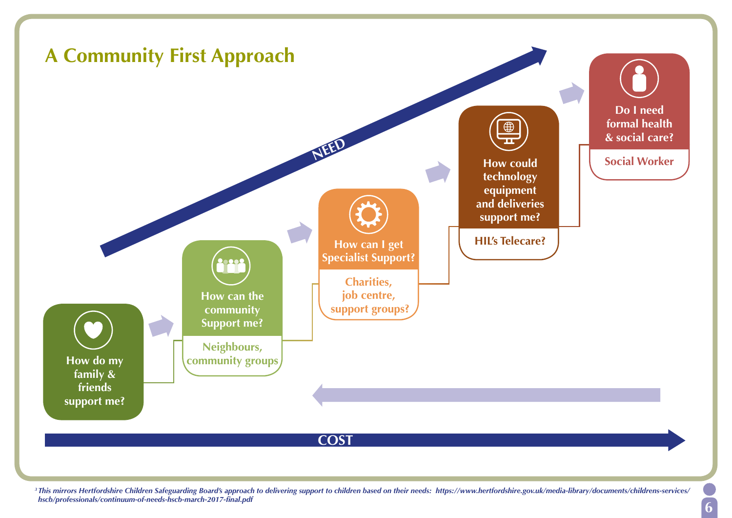# A Community First Approach

NEED

**How do my family & friends support me?**

**How can the community Support me?**

Neighbours, community groups

**How can I get Specialist Support?**

Charities, job centre, support groups?

**How could technology equipment and deliveries support me?**

HIL's Telecare?

**Do I need formal health & social care?**

Social Worker

COST

*[3] This mirrors Hertfordshire Children Safeguarding Board's approach to delivering support to children based on their needs: https://www.hertfordshire.gov.uk/media-library/documents/childrens-services/hscb/professionals/continuum-of-needs-hscb-march-2017-final.pdf*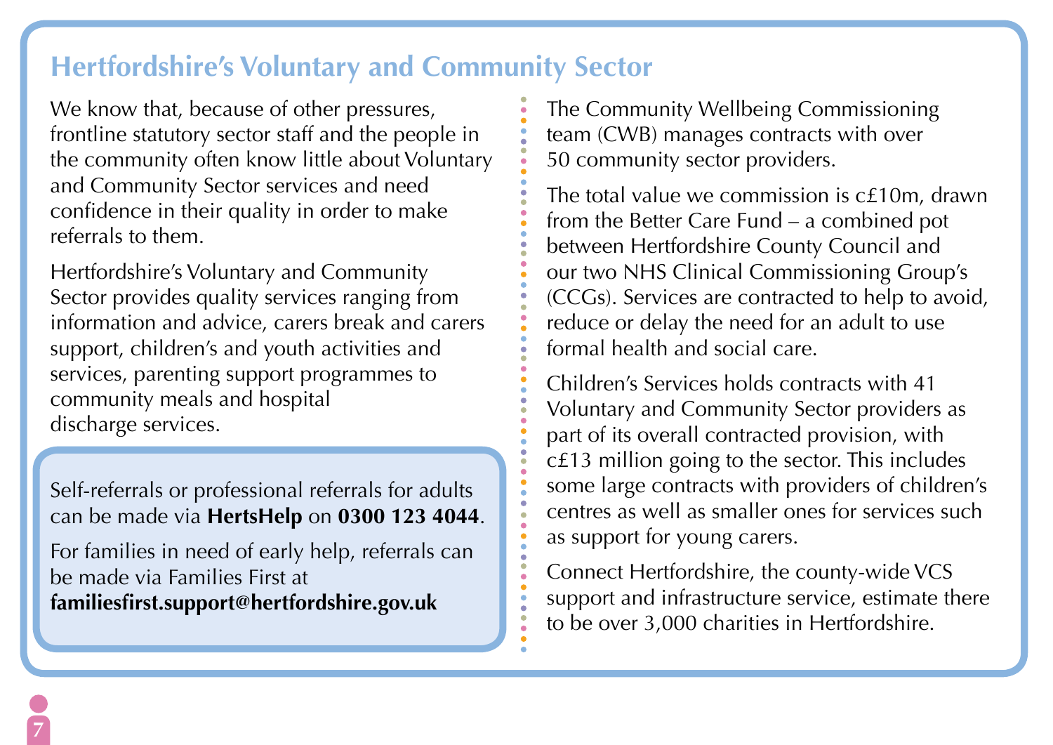## Hertfordshire's Voluntary and Community Sector

We know that, because of other pressures, frontline statutory sector staff and the people in the community often know little about Voluntary and Community Sector services and need confidence in their quality in order to make referrals to them.

Hertfordshire's Voluntary and Community Sector provides quality services ranging from information and advice, carers break and carers support, children's and youth activities and services, parenting support programmes to community meals and hospital discharge services.

Self-referrals or professional referrals for adults can be made via **HertsHelp** on **0300 123 4044**.

For families in need of early help, referrals can be made via Families First at **familiesfirst.support@hertfordshire.gov.uk**

The Community Wellbeing Commissioning team (CWB) manages contracts with over 50 community sector providers.

The total value we commission is c£10m, drawn from the Better Care Fund – a combined pot between Hertfordshire County Council and our two NHS Clinical Commissioning Group's (CCGs). Services are contracted to help to avoid, reduce or delay the need for an adult to use formal health and social care.

Children's Services holds contracts with 41 Voluntary and Community Sector providers as part of its overall contracted provision, with c£13 million going to the sector. This includes some large contracts with providers of children's centres as well as smaller ones for services such as support for young carers.

Connect Hertfordshire, the county-wide VCS support and infrastructure service, estimate there to be over 3,000 charities in Hertfordshire.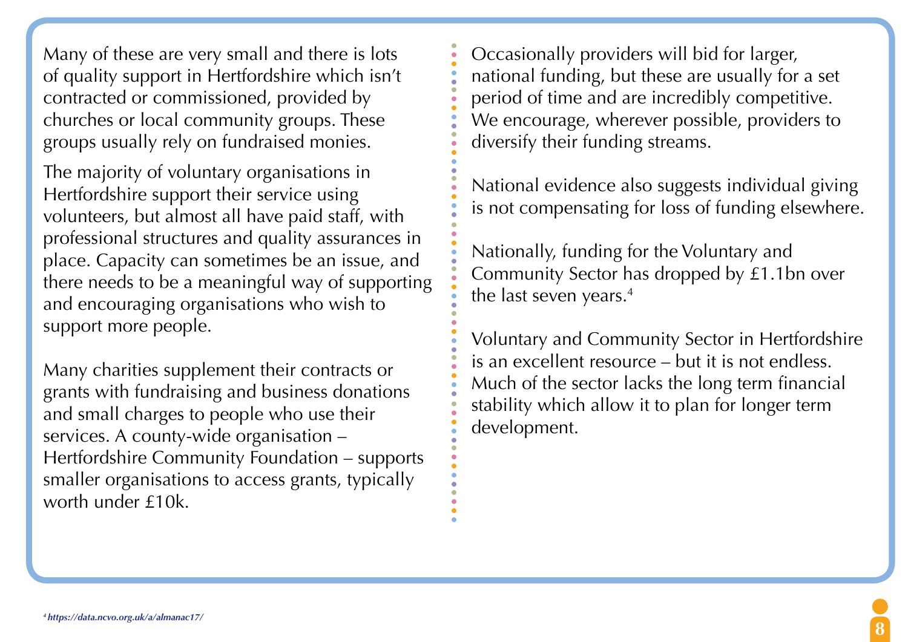Many of these are very small and there is lots of quality support in Hertfordshire which isn't contracted or commissioned, provided by churches or local community groups. These groups usually rely on fundraised monies.

The majority of voluntary organisations in Hertfordshire support their service using volunteers, but almost all have paid staff, with professional structures and quality assurances in place. Capacity can sometimes be an issue, and there needs to be a meaningful way of supporting and encouraging organisations who wish to support more people.

Many charities supplement their contracts or grants with fundraising and business donations and small charges to people who use their services. A county-wide organisation – Hertfordshire Community Foundation – supports smaller organisations to access grants, typically worth under £10k.

Occasionally providers will bid for larger, national funding, but these are usually for a set period of time and are incredibly competitive. We encourage, wherever possible, providers to diversify their funding streams.

National evidence also suggests individual giving is not compensating for loss of funding elsewhere.

Nationally, funding for the Voluntary and Community Sector has dropped by £1.1bn over the last seven years.[4]

Voluntary and Community Sector in Hertfordshire is an excellent resource – but it is not endless. Much of the sector lacks the long term financial stability which allow it to plan for longer term development.

[4] *https://data.ncvo.org.uk/a/almanac17/*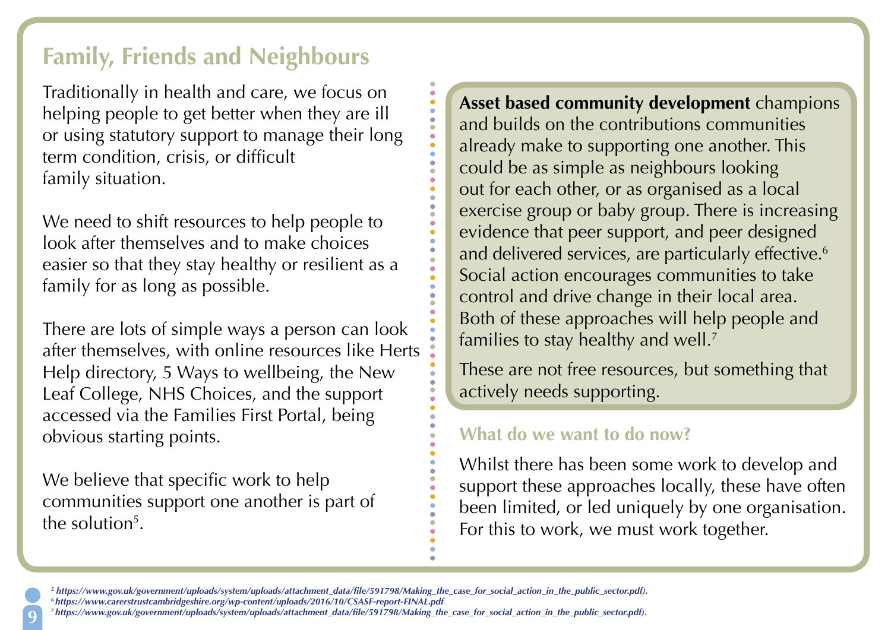## Family, Friends and Neighbours

Traditionally in health and care, we focus on helping people to get better when they are ill or using statutory support to manage their long term condition, crisis, or difficult family situation.

We need to shift resources to help people to look after themselves and to make choices easier so that they stay healthy or resilient as a family for as long as possible.

There are lots of simple ways a person can look after themselves, with online resources like Herts Help directory, 5 Ways to wellbeing, the New Leaf College, NHS Choices, and the support accessed via the Families First Portal, being obvious starting points.

We believe that specific work to help communities support one another is part of the solution[5].

**Asset based community development** champions and builds on the contributions communities already make to supporting one another. This could be as simple as neighbours looking out for each other, or as organised as a local exercise group or baby group. There is increasing evidence that peer support, and peer designed and delivered services, are particularly effective.[6] Social action encourages communities to take control and drive change in their local area. Both of these approaches will help people and families to stay healthy and well.[7]

These are not free resources, but something that actively needs supporting.

### What do we want to do now?

Whilst there has been some work to develop and support these approaches locally, these have often been limited, or led uniquely by one organisation. For this to work, we must work together.

---

*[5] https://www.gov.uk/government/uploads/system/uploads/attachment_data/file/591798/Making_the_case_for_social_action_in_the_public_sector.pdf).*

*[6] https://www.carerstrustcambridgeshire.org/wp-content/uploads/2016/10/CSASF-report-FINAL.pdf*

*[7] https://www.gov.uk/government/uploads/system/uploads/attachment_data/file/591798/Making_the_case_for_social_action_in_the_public_sector.pdf).*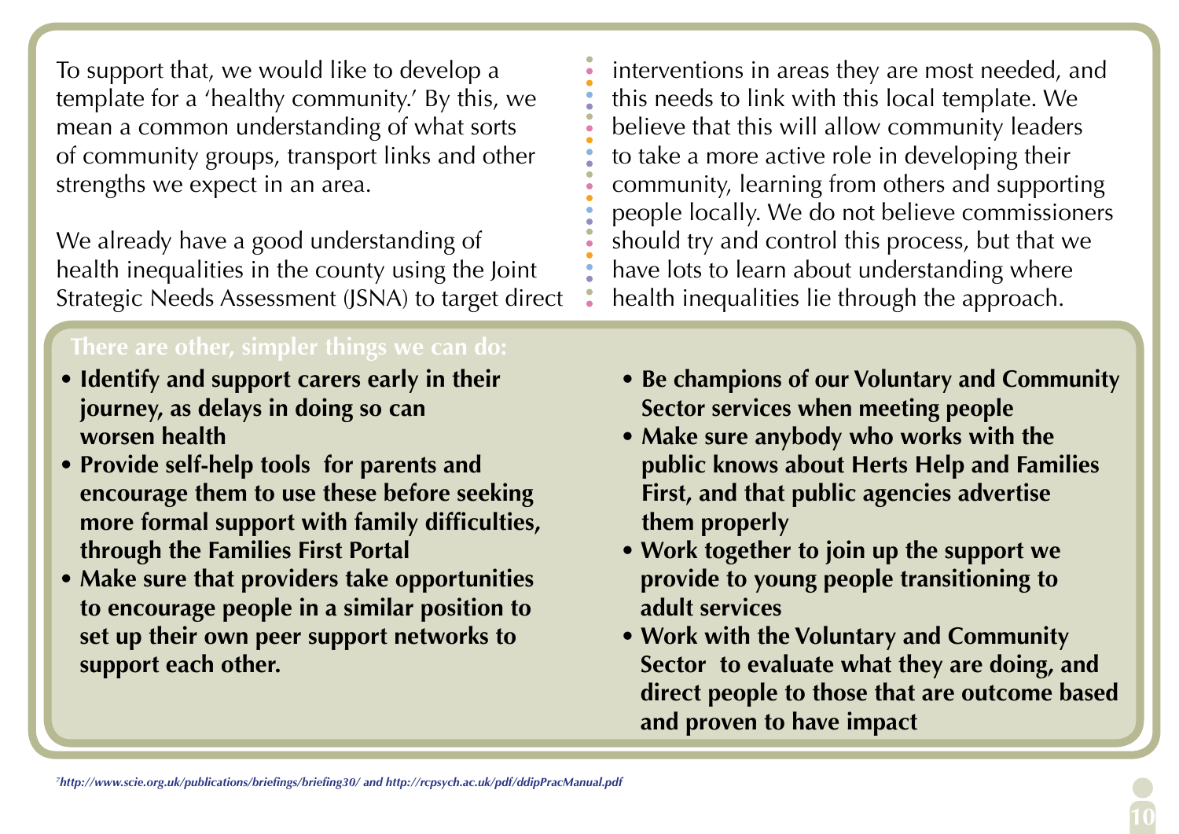To support that, we would like to develop a template for a 'healthy community.' By this, we mean a common understanding of what sorts of community groups, transport links and other strengths we expect in an area.

We already have a good understanding of health inequalities in the county using the Joint Strategic Needs Assessment (JSNA) to target direct interventions in areas they are most needed, and this needs to link with this local template. We believe that this will allow community leaders to take a more active role in developing their community, learning from others and supporting people locally. We do not believe commissioners should try and control this process, but that we have lots to learn about understanding where health inequalities lie through the approach.

**There are other, simpler things we can do:**

- **Identify and support carers early in their journey, as delays in doing so can worsen health**
- **Provide self-help tools for parents and encourage them to use these before seeking more formal support with family difficulties, through the Families First Portal**
- **Make sure that providers take opportunities to encourage people in a similar position to set up their own peer support networks to support each other.**
- **Be champions of our Voluntary and Community Sector services when meeting people**
- **Make sure anybody who works with the public knows about Herts Help and Families First, and that public agencies advertise them properly**
- **Work together to join up the support we provide to young people transitioning to adult services**
- **Work with the Voluntary and Community Sector to evaluate what they are doing, and direct people to those that are outcome based and proven to have impact**

[7] *http://www.scie.org.uk/publications/briefings/briefing30/ and http://rcpsych.ac.uk/pdf/ddipPracManual.pdf*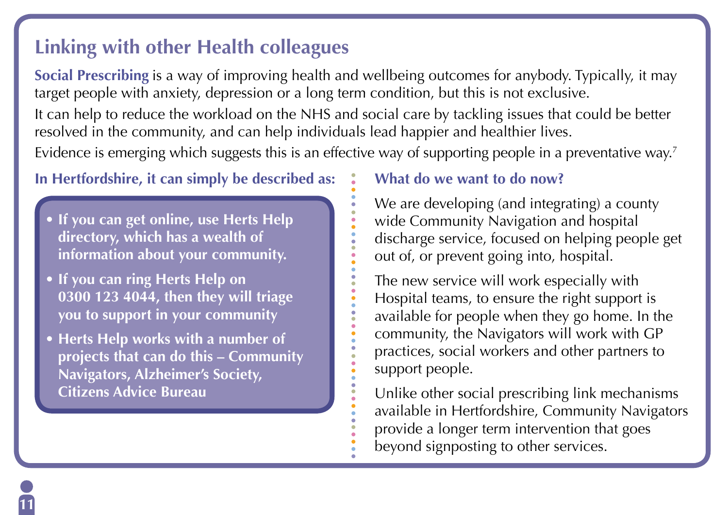## Linking with other Health colleagues

**Social Prescribing** is a way of improving health and wellbeing outcomes for anybody. Typically, it may target people with anxiety, depression or a long term condition, but this is not exclusive.

It can help to reduce the workload on the NHS and social care by tackling issues that could be better resolved in the community, and can help individuals lead happier and healthier lives.

Evidence is emerging which suggests this is an effective way of supporting people in a preventative way.[7]

### In Hertfordshire, it can simply be described as:

- **If you can get online, use Herts Help directory, which has a wealth of information about your community.**
- **If you can ring Herts Help on 0300 123 4044, then they will triage you to support in your community**
- **Herts Help works with a number of projects that can do this – Community Navigators, Alzheimer's Society, Citizens Advice Bureau**

### What do we want to do now?

We are developing (and integrating) a county wide Community Navigation and hospital discharge service, focused on helping people get out of, or prevent going into, hospital.

The new service will work especially with Hospital teams, to ensure the right support is available for people when they go home. In the community, the Navigators will work with GP practices, social workers and other partners to support people.

Unlike other social prescribing link mechanisms available in Hertfordshire, Community Navigators provide a longer term intervention that goes beyond signposting to other services.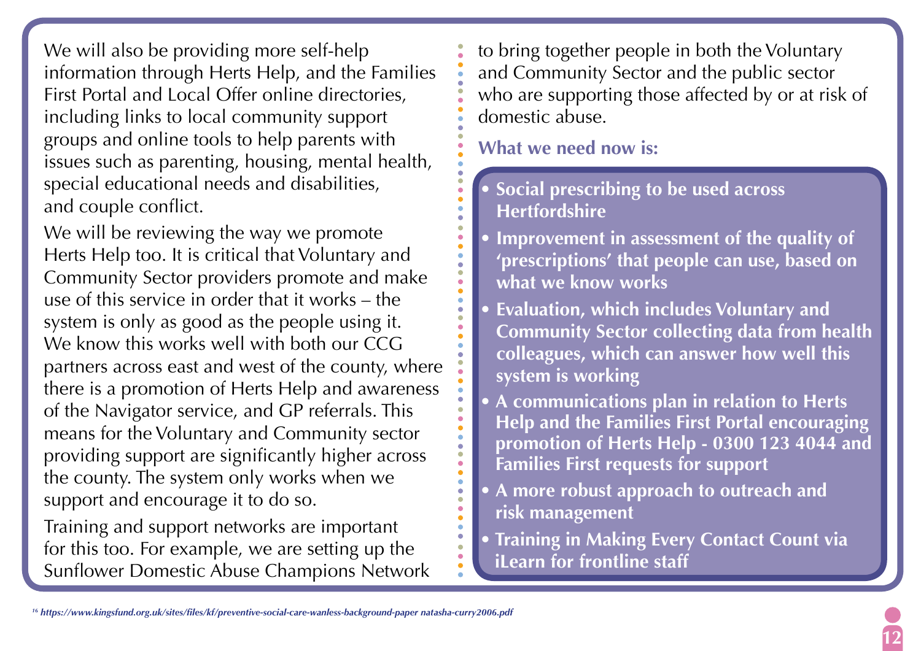We will also be providing more self-help information through Herts Help, and the Families First Portal and Local Offer online directories, including links to local community support groups and online tools to help parents with issues such as parenting, housing, mental health, special educational needs and disabilities, and couple conflict.

We will be reviewing the way we promote Herts Help too. It is critical that Voluntary and Community Sector providers promote and make use of this service in order that it works – the system is only as good as the people using it. We know this works well with both our CCG partners across east and west of the county, where there is a promotion of Herts Help and awareness of the Navigator service, and GP referrals. This means for the Voluntary and Community sector providing support are significantly higher across the county. The system only works when we support and encourage it to do so.

Training and support networks are important for this too. For example, we are setting up the Sunflower Domestic Abuse Champions Network to bring together people in both the Voluntary and Community Sector and the public sector who are supporting those affected by or at risk of domestic abuse.

### What we need now is:

- **Social prescribing to be used across Hertfordshire**
- **Improvement in assessment of the quality of 'prescriptions' that people can use, based on what we know works**
- **Evaluation, which includes Voluntary and Community Sector collecting data from health colleagues, which can answer how well this system is working**
- **A communications plan in relation to Herts Help and the Families First Portal encouraging promotion of Herts Help - 0300 123 4044 and Families First requests for support**
- **A more robust approach to outreach and risk management**
- **Training in Making Every Contact Count via iLearn for frontline staff**

[16] *https://www.kingsfund.org.uk/sites/files/kf/preventive-social-care-wanless-background-paper natasha-curry2006.pdf*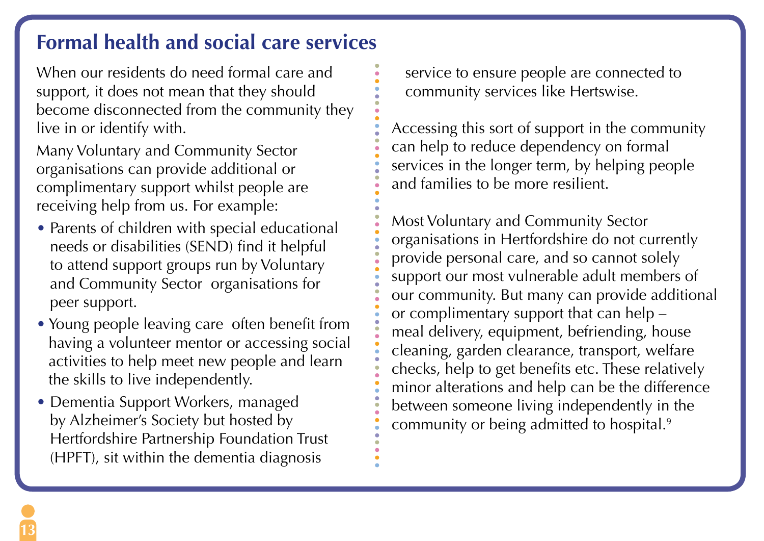## Formal health and social care services

When our residents do need formal care and support, it does not mean that they should become disconnected from the community they live in or identify with.

Many Voluntary and Community Sector organisations can provide additional or complimentary support whilst people are receiving help from us. For example:

- Parents of children with special educational needs or disabilities (SEND) find it helpful to attend support groups run by Voluntary and Community Sector organisations for peer support.
- Young people leaving care often benefit from having a volunteer mentor or accessing social activities to help meet new people and learn the skills to live independently.
- Dementia Support Workers, managed by Alzheimer's Society but hosted by Hertfordshire Partnership Foundation Trust (HPFT), sit within the dementia diagnosis service to ensure people are connected to community services like Hertswise.

Accessing this sort of support in the community can help to reduce dependency on formal services in the longer term, by helping people and families to be more resilient.

Most Voluntary and Community Sector organisations in Hertfordshire do not currently provide personal care, and so cannot solely support our most vulnerable adult members of our community. But many can provide additional or complimentary support that can help – meal delivery, equipment, befriending, house cleaning, garden clearance, transport, welfare checks, help to get benefits etc. These relatively minor alterations and help can be the difference between someone living independently in the community or being admitted to hospital.[9]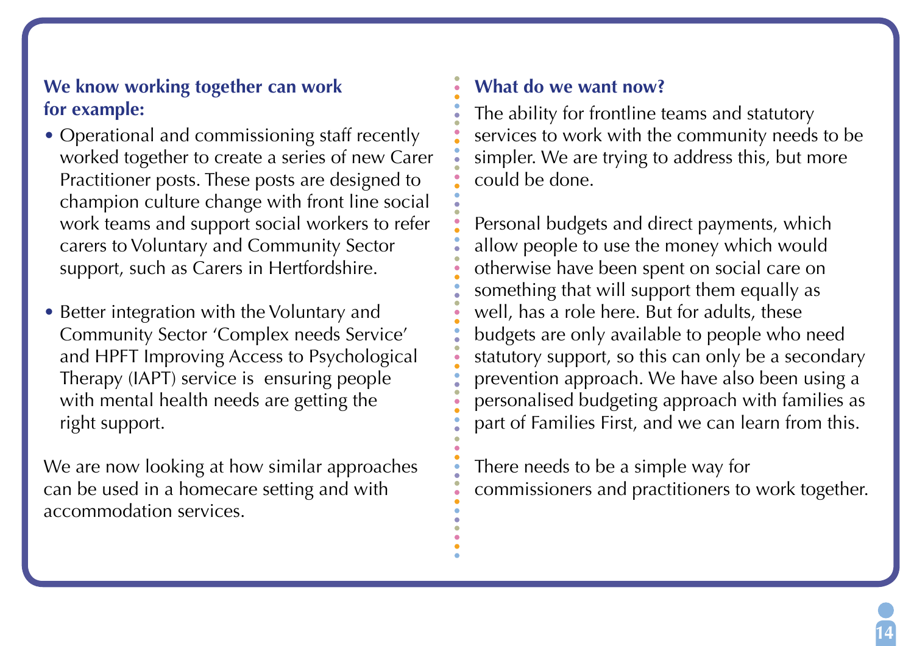### We know working together can work for example:

- Operational and commissioning staff recently worked together to create a series of new Carer Practitioner posts. These posts are designed to champion culture change with front line social work teams and support social workers to refer carers to Voluntary and Community Sector support, such as Carers in Hertfordshire.
- Better integration with the Voluntary and Community Sector 'Complex needs Service' and HPFT Improving Access to Psychological Therapy (IAPT) service is ensuring people with mental health needs are getting the right support.

We are now looking at how similar approaches can be used in a homecare setting and with accommodation services.

### What do we want now?

The ability for frontline teams and statutory services to work with the community needs to be simpler. We are trying to address this, but more could be done.

Personal budgets and direct payments, which allow people to use the money which would otherwise have been spent on social care on something that will support them equally as well, has a role here. But for adults, these budgets are only available to people who need statutory support, so this can only be a secondary prevention approach. We have also been using a personalised budgeting approach with families as part of Families First, and we can learn from this.

There needs to be a simple way for commissioners and practitioners to work together.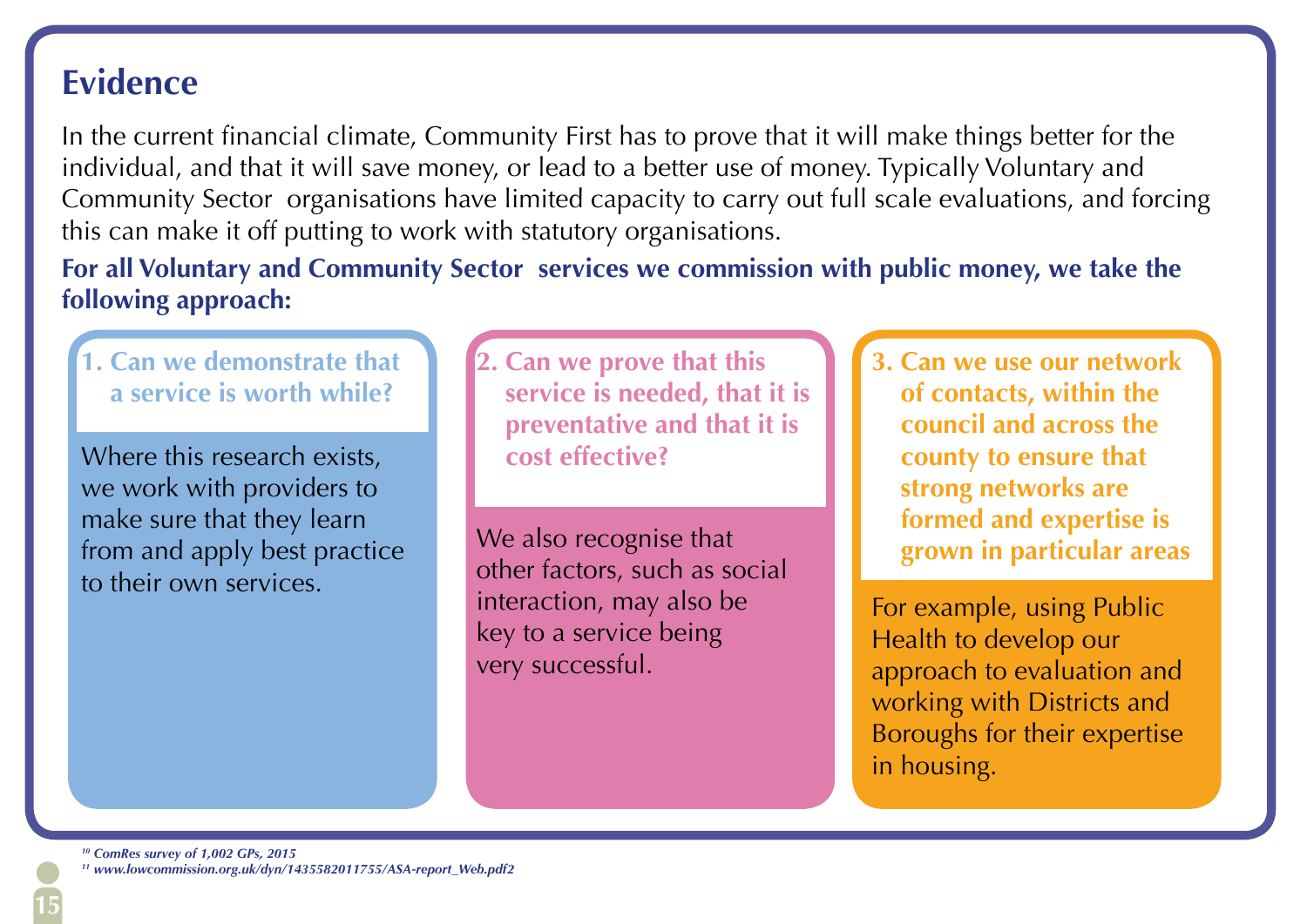## Evidence

In the current financial climate, Community First has to prove that it will make things better for the individual, and that it will save money, or lead to a better use of money. Typically Voluntary and Community Sector organisations have limited capacity to carry out full scale evaluations, and forcing this can make it off putting to work with statutory organisations.

**For all Voluntary and Community Sector services we commission with public money, we take the following approach:**

### 1. Can we demonstrate that a service is worth while?

Where this research exists, we work with providers to make sure that they learn from and apply best practice to their own services.

### 2. Can we prove that this service is needed, that it is preventative and that it is cost effective?

We also recognise that other factors, such as social interaction, may also be key to a service being very successful.

### 3. Can we use our network of contacts, within the council and across the county to ensure that strong networks are formed and expertise is grown in particular areas

For example, using Public Health to develop our approach to evaluation and working with Districts and Boroughs for their expertise in housing.

---

[10] *ComRes survey of 1,002 GPs, 2015*
[11] *www.lowcommission.org.uk/dyn/1435582011755/ASA-report_Web.pdf2*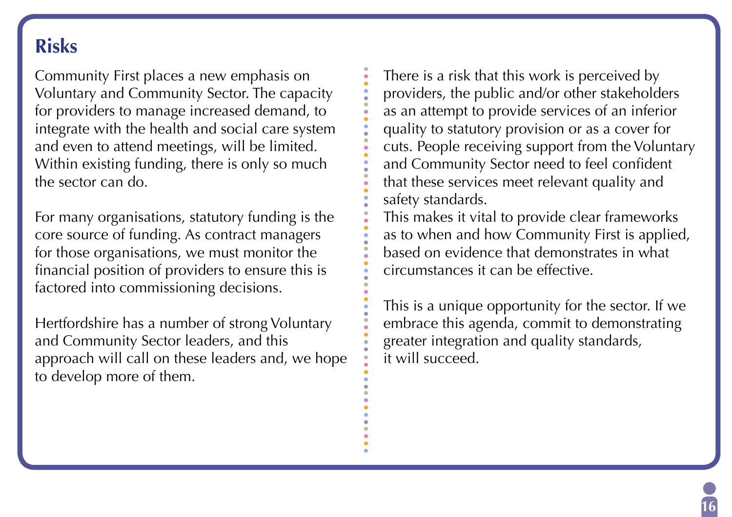## Risks

Community First places a new emphasis on Voluntary and Community Sector. The capacity for providers to manage increased demand, to integrate with the health and social care system and even to attend meetings, will be limited. Within existing funding, there is only so much the sector can do.

For many organisations, statutory funding is the core source of funding. As contract managers for those organisations, we must monitor the financial position of providers to ensure this is factored into commissioning decisions.

Hertfordshire has a number of strong Voluntary and Community Sector leaders, and this approach will call on these leaders and, we hope to develop more of them.

There is a risk that this work is perceived by providers, the public and/or other stakeholders as an attempt to provide services of an inferior quality to statutory provision or as a cover for cuts. People receiving support from the Voluntary and Community Sector need to feel confident that these services meet relevant quality and safety standards.

This makes it vital to provide clear frameworks as to when and how Community First is applied, based on evidence that demonstrates in what circumstances it can be effective.

This is a unique opportunity for the sector. If we embrace this agenda, commit to demonstrating greater integration and quality standards, it will succeed.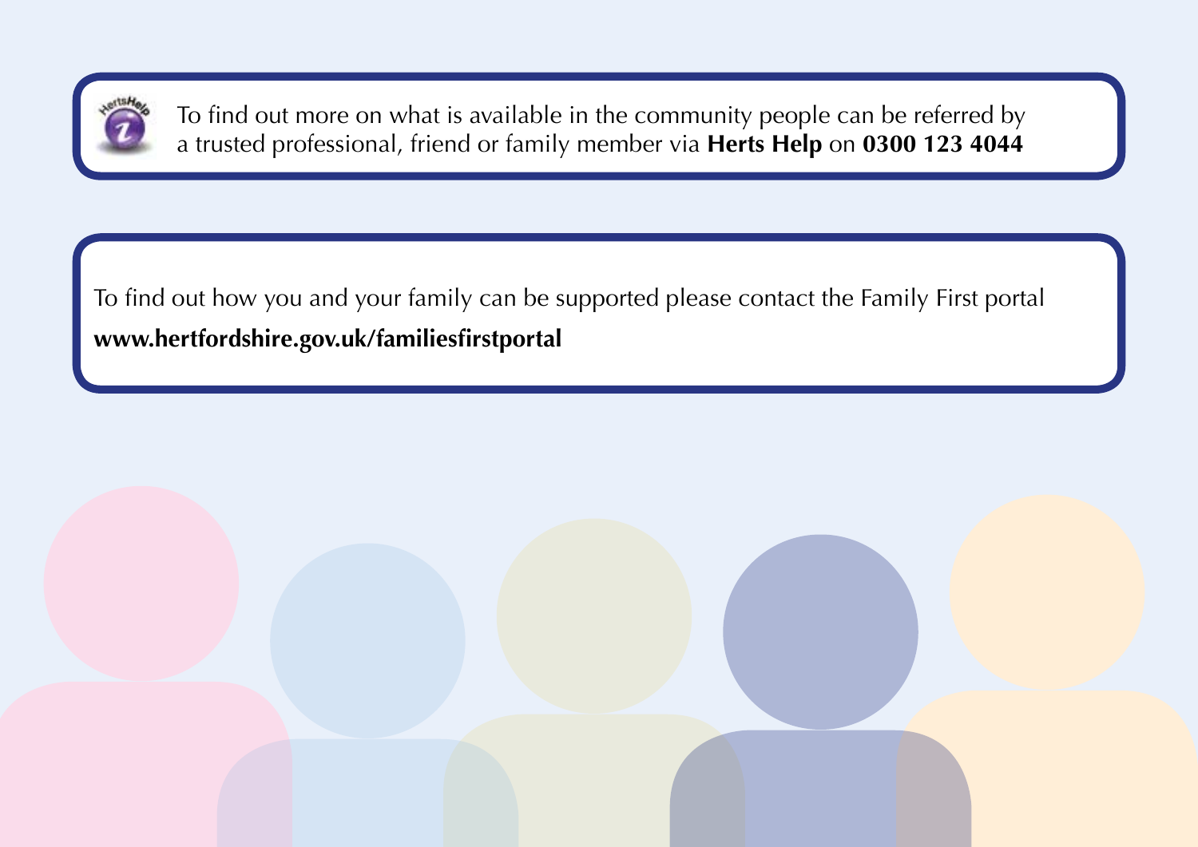To find out more on what is available in the community people can be referred by a trusted professional, friend or family member via **Herts Help** on **0300 123 4044**

To find out how you and your family can be supported please contact the Family First portal **www.hertfordshire.gov.uk/familiesfirstportal**